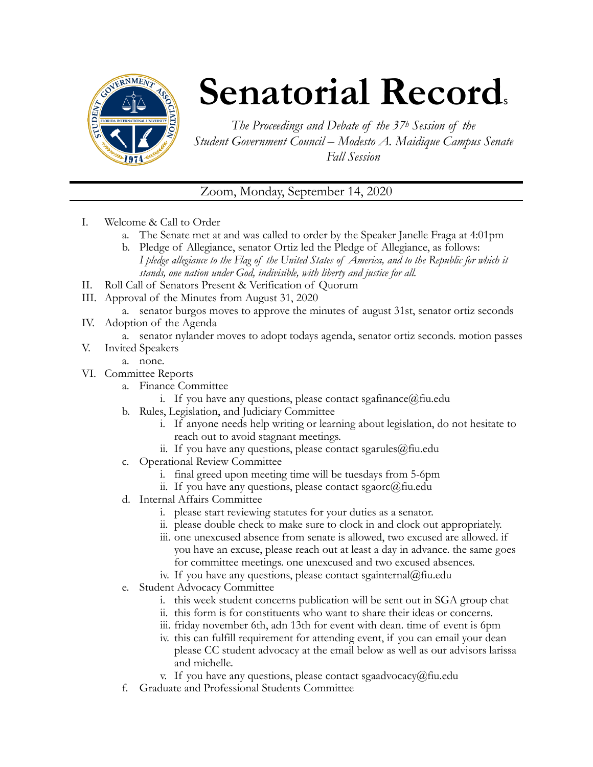# Senatorial Record

*The Proceedings and Debate of the 37th Session of the Student Government Council – Modesto A. Maidique Campus Senate Fall Session*

Zoom, Monday, September 14, 2020

I. Welcome & Call to Order
   a. The Senate met at and was called to order by the Speaker Janelle Fraga at 4:01pm
   b. Pledge of Allegiance, senator Ortiz led the Pledge of Allegiance, as follows: *I pledge allegiance to the Flag of the United States of America, and to the Republic for which it stands, one nation under God, indivisible, with liberty and justice for all.*

II. Roll Call of Senators Present & Verification of Quorum

III. Approval of the Minutes from August 31, 2020
   a. senator burgos moves to approve the minutes of august 31st, senator ortiz seconds

IV. Adoption of the Agenda
   a. senator nylander moves to adopt todays agenda, senator ortiz seconds. motion passes

V. Invited Speakers
   a. none.

VI. Committee Reports
   a. Finance Committee
      i. If you have any questions, please contact sgafinance@fiu.edu
   b. Rules, Legislation, and Judiciary Committee
      i. If anyone needs help writing or learning about legislation, do not hesitate to reach out to avoid stagnant meetings.
      ii. If you have any questions, please contact sgarules@fiu.edu
   c. Operational Review Committee
      i. final greed upon meeting time will be tuesdays from 5-6pm
      ii. If you have any questions, please contact sgaorc@fiu.edu
   d. Internal Affairs Committee
      i. please start reviewing statutes for your duties as a senator.
      ii. please double check to make sure to clock in and clock out appropriately.
      iii. one unexcused absence from senate is allowed, two excused are allowed. if you have an excuse, please reach out at least a day in advance. the same goes for committee meetings. one unexcused and two excused absences.
      iv. If you have any questions, please contact sgainternal@fiu.edu
   e. Student Advocacy Committee
      i. this week student concerns publication will be sent out in SGA group chat
      ii. this form is for constituents who want to share their ideas or concerns.
      iii. friday november 6th, adn 13th for event with dean. time of event is 6pm
      iv. this can fulfill requirement for attending event, if you can email your dean please CC student advocacy at the email below as well as our advisors larissa and michelle.
      v. If you have any questions, please contact sgaadvocacy@fiu.edu
   f. Graduate and Professional Students Committee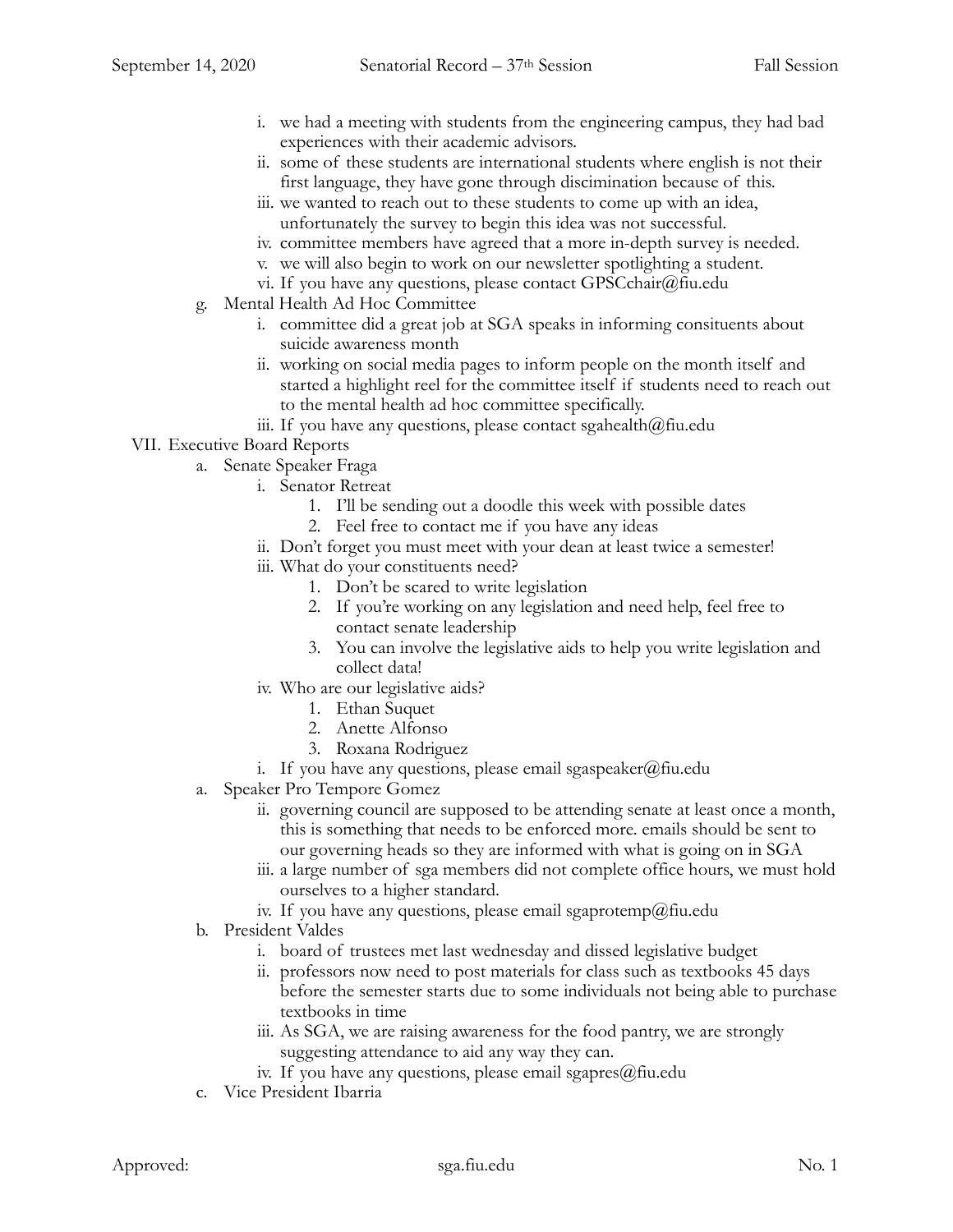i. we had a meeting with students from the engineering campus, they had bad experiences with their academic advisors.
ii. some of these students are international students where english is not their first language, they have gone through discimination because of this.
iii. we wanted to reach out to these students to come up with an idea, unfortunately the survey to begin this idea was not successful.
iv. committee members have agreed that a more in-depth survey is needed.
v. we will also begin to work on our newsletter spotlighting a student.
vi. If you have any questions, please contact GPSCchair@fiu.edu

g. Mental Health Ad Hoc Committee
   i. committee did a great job at SGA speaks in informing consituents about suicide awareness month
   ii. working on social media pages to inform people on the month itself and started a highlight reel for the committee itself if students need to reach out to the mental health ad hoc committee specifically.
   iii. If you have any questions, please contact sgahealth@fiu.edu

VII. Executive Board Reports

a. Senate Speaker Fraga
   i. Senator Retreat
      1. I'll be sending out a doodle this week with possible dates
      2. Feel free to contact me if you have any ideas
   ii. Don't forget you must meet with your dean at least twice a semester!
   iii. What do your constituents need?
      1. Don't be scared to write legislation
      2. If you're working on any legislation and need help, feel free to contact senate leadership
      3. You can involve the legislative aids to help you write legislation and collect data!
   iv. Who are our legislative aids?
      1. Ethan Suquet
      2. Anette Alfonso
      3. Roxana Rodriguez
   i. If you have any questions, please email sgaspeaker@fiu.edu

a. Speaker Pro Tempore Gomez
   ii. governing council are supposed to be attending senate at least once a month, this is something that needs to be enforced more. emails should be sent to our governing heads so they are informed with what is going on in SGA
   iii. a large number of sga members did not complete office hours, we must hold ourselves to a higher standard.
   iv. If you have any questions, please email sgaprotemp@fiu.edu

b. President Valdes
   i. board of trustees met last wednesday and dissed legislative budget
   ii. professors now need to post materials for class such as textbooks 45 days before the semester starts due to some individuals not being able to purchase textbooks in time
   iii. As SGA, we are raising awareness for the food pantry, we are strongly suggesting attendance to aid any way they can.
   iv. If you have any questions, please email sgapres@fiu.edu

c. Vice President Ibarria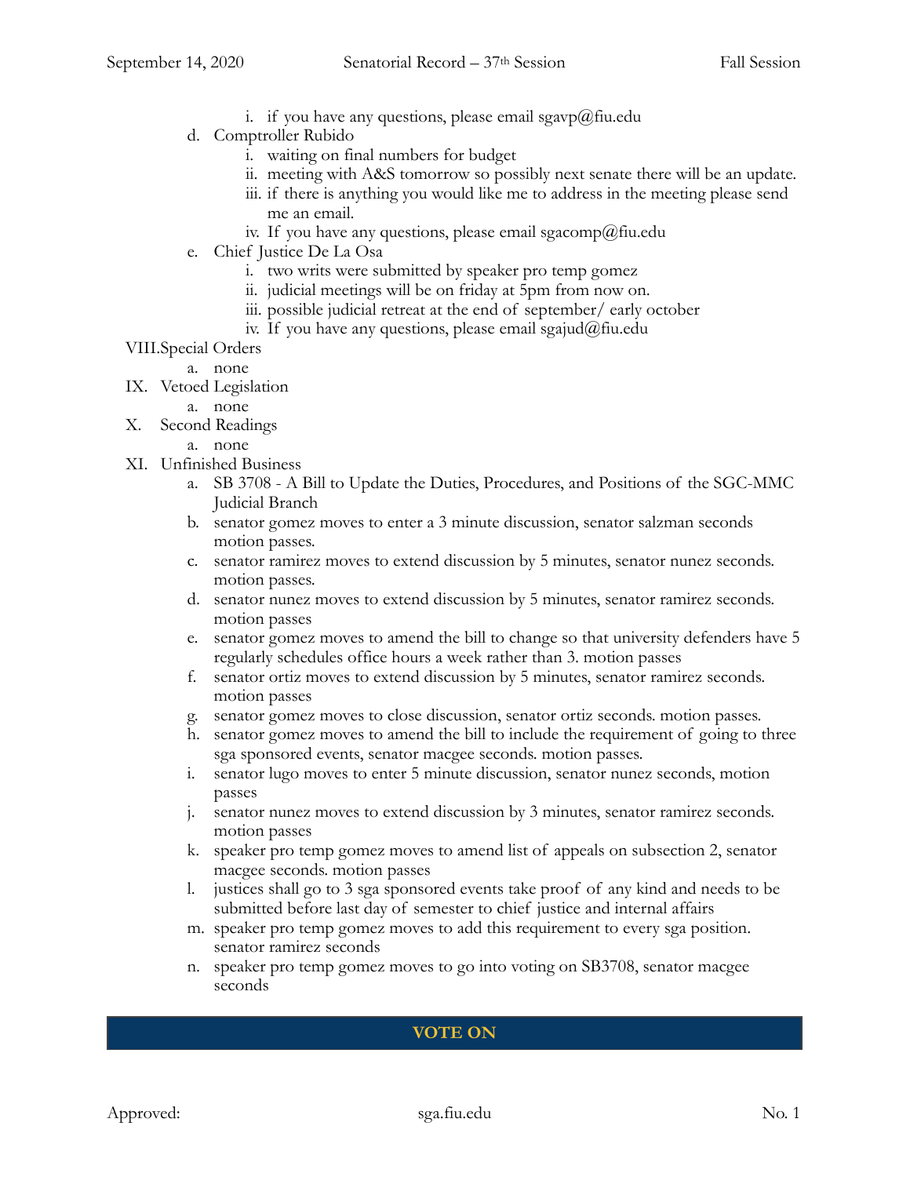i. if you have any questions, please email sgavp@fiu.edu

d. Comptroller Rubido
   i. waiting on final numbers for budget
   ii. meeting with A&S tomorrow so possibly next senate there will be an update.
   iii. if there is anything you would like me to address in the meeting please send me an email.
   iv. If you have any questions, please email sgacomp@fiu.edu

e. Chief Justice De La Osa
   i. two writs were submitted by speaker pro temp gomez
   ii. judicial meetings will be on friday at 5pm from now on.
   iii. possible judicial retreat at the end of september/ early october
   iv. If you have any questions, please email sgajud@fiu.edu

VIII. Special Orders
   a. none

IX. Vetoed Legislation
   a. none

X. Second Readings
   a. none

XI. Unfinished Business
   a. SB 3708 - A Bill to Update the Duties, Procedures, and Positions of the SGC-MMC Judicial Branch
   b. senator gomez moves to enter a 3 minute discussion, senator salzman seconds motion passes.
   c. senator ramirez moves to extend discussion by 5 minutes, senator nunez seconds. motion passes.
   d. senator nunez moves to extend discussion by 5 minutes, senator ramirez seconds. motion passes
   e. senator gomez moves to amend the bill to change so that university defenders have 5 regularly schedules office hours a week rather than 3. motion passes
   f. senator ortiz moves to extend discussion by 5 minutes, senator ramirez seconds. motion passes
   g. senator gomez moves to close discussion, senator ortiz seconds. motion passes.
   h. senator gomez moves to amend the bill to include the requirement of going to three sga sponsored events, senator macgee seconds. motion passes.
   i. senator lugo moves to enter 5 minute discussion, senator nunez seconds, motion passes
   j. senator nunez moves to extend discussion by 3 minutes, senator ramirez seconds. motion passes
   k. speaker pro temp gomez moves to amend list of appeals on subsection 2, senator macgee seconds. motion passes
   l. justices shall go to 3 sga sponsored events take proof of any kind and needs to be submitted before last day of semester to chief justice and internal affairs
   m. speaker pro temp gomez moves to add this requirement to every sga position. senator ramirez seconds
   n. speaker pro temp gomez moves to go into voting on SB3708, senator macgee seconds

**VOTE ON**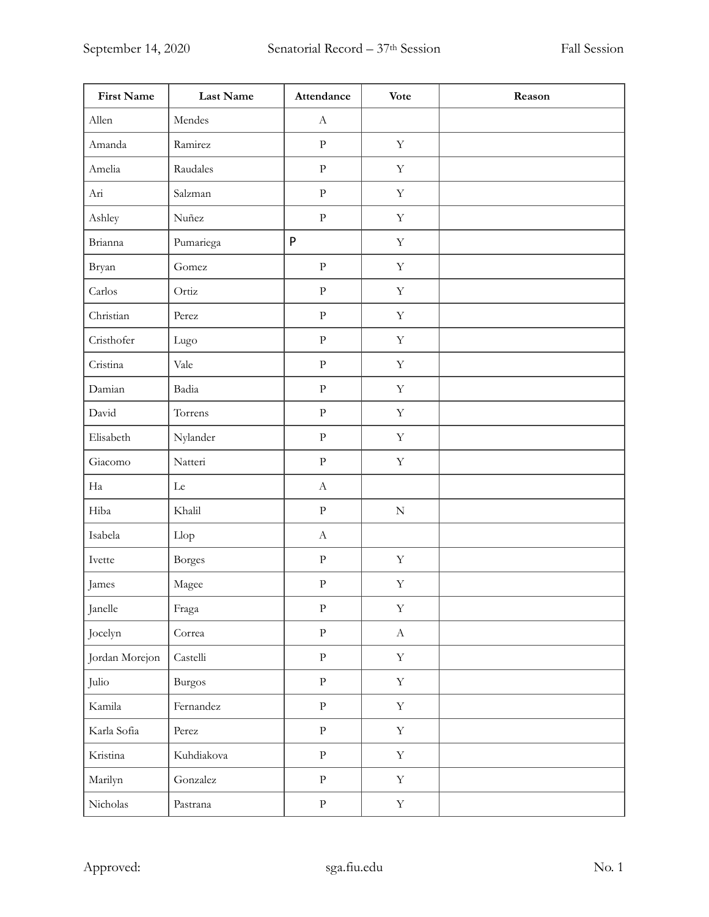| First Name | Last Name | Attendance | Vote | Reason |
| --- | --- | --- | --- | --- |
| Allen | Mendes | A | | |
| Amanda | Ramirez | P | Y | |
| Amelia | Raudales | P | Y | |
| Ari | Salzman | P | Y | |
| Ashley | Nuñez | P | Y | |
| Brianna | Pumariega | P | Y | |
| Bryan | Gomez | P | Y | |
| Carlos | Ortiz | P | Y | |
| Christian | Perez | P | Y | |
| Cristhofer | Lugo | P | Y | |
| Cristina | Vale | P | Y | |
| Damian | Badia | P | Y | |
| David | Torrens | P | Y | |
| Elisabeth | Nylander | P | Y | |
| Giacomo | Natteri | P | Y | |
| Ha | Le | A | | |
| Hiba | Khalil | P | N | |
| Isabela | Llop | A | | |
| Ivette | Borges | P | Y | |
| James | Magee | P | Y | |
| Janelle | Fraga | P | Y | |
| Jocelyn | Correa | P | A | |
| Jordan Morejon | Castelli | P | Y | |
| Julio | Burgos | P | Y | |
| Kamila | Fernandez | P | Y | |
| Karla Sofia | Perez | P | Y | |
| Kristina | Kuhdiakova | P | Y | |
| Marilyn | Gonzalez | P | Y | |
| Nicholas | Pastrana | P | Y | |

Approved: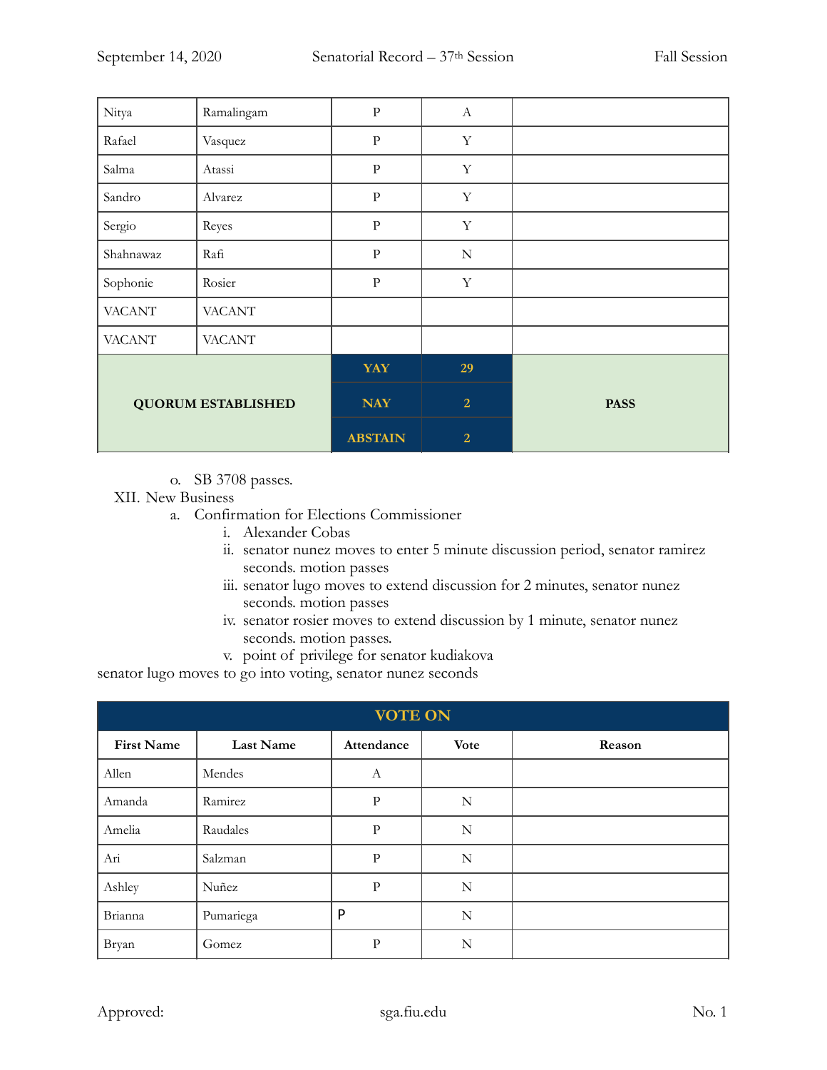| | | | | |
|---|---|---|---|---|
| Nitya | Ramalingam | P | A | |
| Rafael | Vasquez | P | Y | |
| Salma | Atassi | P | Y | |
| Sandro | Alvarez | P | Y | |
| Sergio | Reyes | P | Y | |
| Shahnawaz | Rafi | P | N | |
| Sophonie | Rosier | P | Y | |
| VACANT | VACANT | | | |
| VACANT | VACANT | | | |
| **QUORUM ESTABLISHED** | | **YAY** | **29** | **PASS** |
| | | **NAY** | **2** | |
| | | **ABSTAIN** | **2** | |

- o. SB 3708 passes.

XII. New Business

- a. Confirmation for Elections Commissioner
  - i. Alexander Cobas
  - ii. senator nunez moves to enter 5 minute discussion period, senator ramirez seconds. motion passes
  - iii. senator lugo moves to extend discussion for 2 minutes, senator nunez seconds. motion passes
  - iv. senator rosier moves to extend discussion by 1 minute, senator nunez seconds. motion passes.
  - v. point of privilege for senator kudiakova

senator lugo moves to go into voting, senator nunez seconds

| VOTE ON | | | | |
|---|---|---|---|---|
| **First Name** | **Last Name** | **Attendance** | **Vote** | **Reason** |
| Allen | Mendes | A | | |
| Amanda | Ramirez | P | N | |
| Amelia | Raudales | P | N | |
| Ari | Salzman | P | N | |
| Ashley | Nuñez | P | N | |
| Brianna | Pumariega | P | N | |
| Bryan | Gomez | P | N | |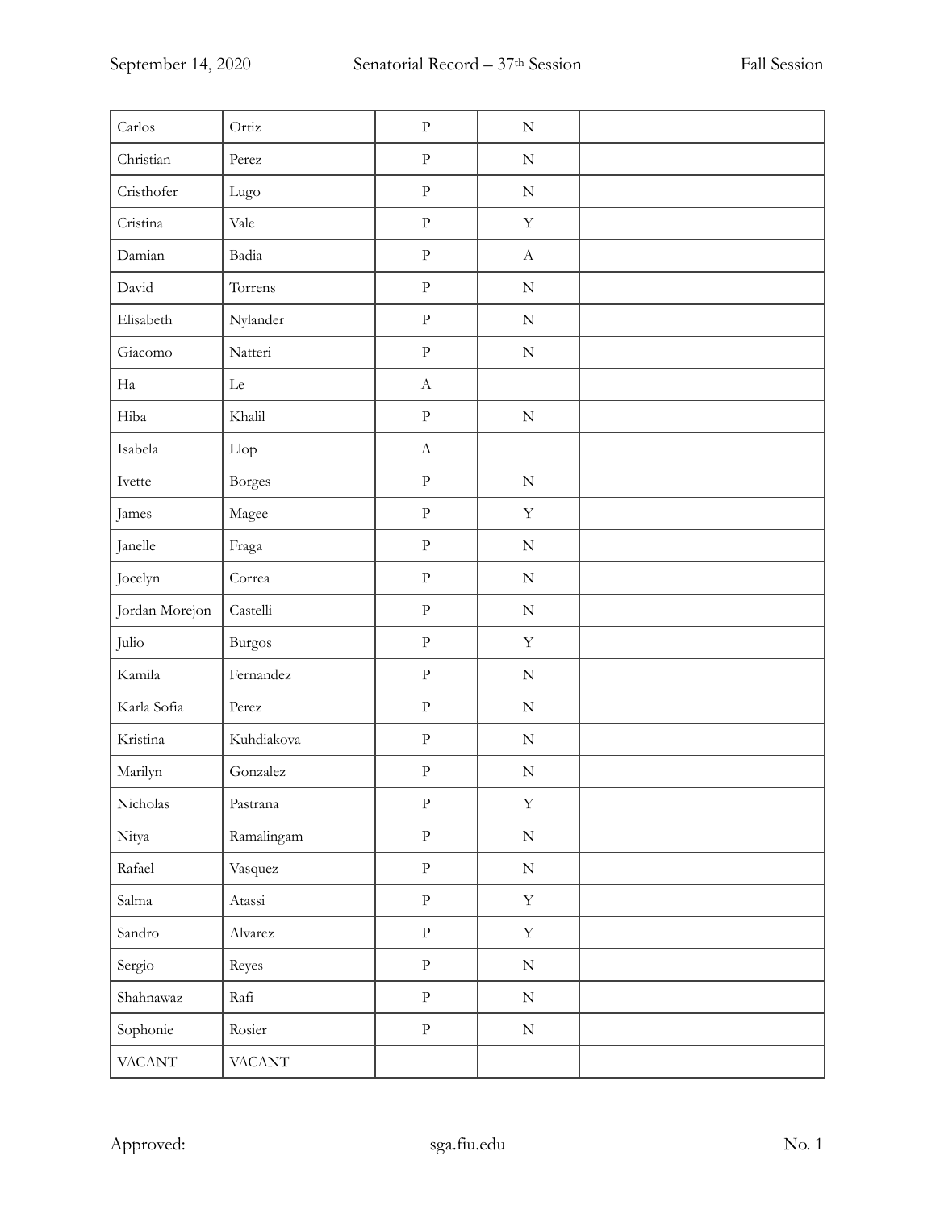| Carlos | Ortiz | P | N | |
|---|---|---|---|---|
| Christian | Perez | P | N | |
| Cristhofer | Lugo | P | N | |
| Cristina | Vale | P | Y | |
| Damian | Badia | P | A | |
| David | Torrens | P | N | |
| Elisabeth | Nylander | P | N | |
| Giacomo | Natteri | P | N | |
| Ha | Le | A | | |
| Hiba | Khalil | P | N | |
| Isabela | Llop | A | | |
| Ivette | Borges | P | N | |
| James | Magee | P | Y | |
| Janelle | Fraga | P | N | |
| Jocelyn | Correa | P | N | |
| Jordan Morejon | Castelli | P | N | |
| Julio | Burgos | P | Y | |
| Kamila | Fernandez | P | N | |
| Karla Sofia | Perez | P | N | |
| Kristina | Kuhdiakova | P | N | |
| Marilyn | Gonzalez | P | N | |
| Nicholas | Pastrana | P | Y | |
| Nitya | Ramalingam | P | N | |
| Rafael | Vasquez | P | N | |
| Salma | Atassi | P | Y | |
| Sandro | Alvarez | P | Y | |
| Sergio | Reyes | P | N | |
| Shahnawaz | Rafi | P | N | |
| Sophonie | Rosier | P | N | |
| VACANT | VACANT | | | |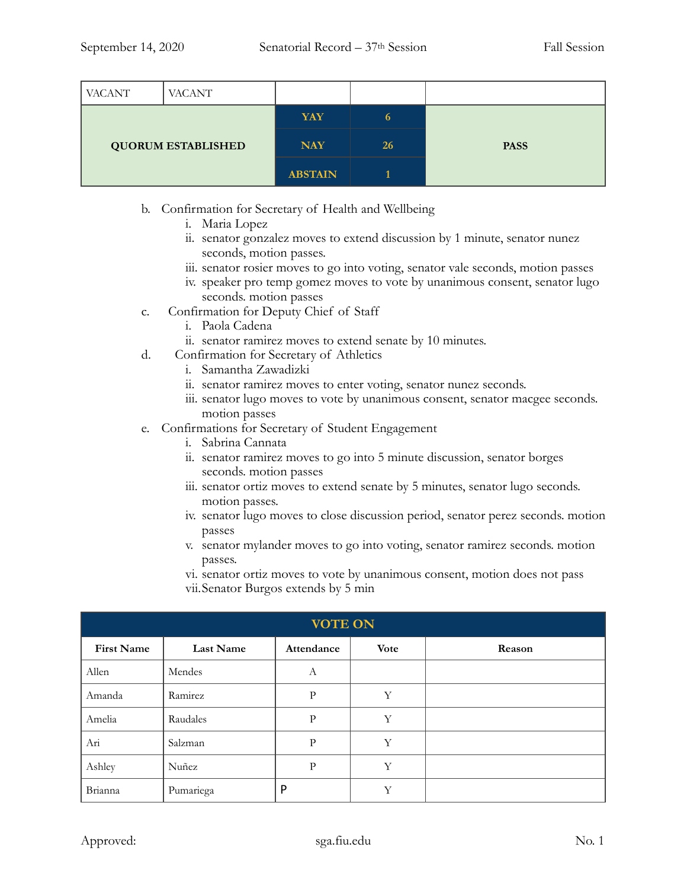| VACANT | VACANT | | | |
|---|---|---|---|---|
| **QUORUM ESTABLISHED** | | **YAY** | **6** | **PASS** |
| | | **NAY** | **26** | |
| | | **ABSTAIN** | **1** | |

b. Confirmation for Secretary of Health and Wellbeing
   i. Maria Lopez
   ii. senator gonzalez moves to extend discussion by 1 minute, senator nunez seconds, motion passes.
   iii. senator rosier moves to go into voting, senator vale seconds, motion passes
   iv. speaker pro temp gomez moves to vote by unanimous consent, senator lugo seconds. motion passes

c. Confirmation for Deputy Chief of Staff
   i. Paola Cadena
   ii. senator ramirez moves to extend senate by 10 minutes.

d. Confirmation for Secretary of Athletics
   i. Samantha Zawadizki
   ii. senator ramirez moves to enter voting, senator nunez seconds.
   iii. senator lugo moves to vote by unanimous consent, senator macgee seconds. motion passes

e. Confirmations for Secretary of Student Engagement
   i. Sabrina Cannata
   ii. senator ramirez moves to go into 5 minute discussion, senator borges seconds. motion passes
   iii. senator ortiz moves to extend senate by 5 minutes, senator lugo seconds. motion passes.
   iv. senator lugo moves to close discussion period, senator perez seconds. motion passes
   v. senator mylander moves to go into voting, senator ramirez seconds. motion passes.
   vi. senator ortiz moves to vote by unanimous consent, motion does not pass
   vii. Senator Burgos extends by 5 min

| **VOTE ON** | | | | |
|---|---|---|---|---|
| **First Name** | **Last Name** | **Attendance** | **Vote** | **Reason** |
| Allen | Mendes | A | | |
| Amanda | Ramirez | P | Y | |
| Amelia | Raudales | P | Y | |
| Ari | Salzman | P | Y | |
| Ashley | Nuñez | P | Y | |
| Brianna | Pumariega | P | Y | |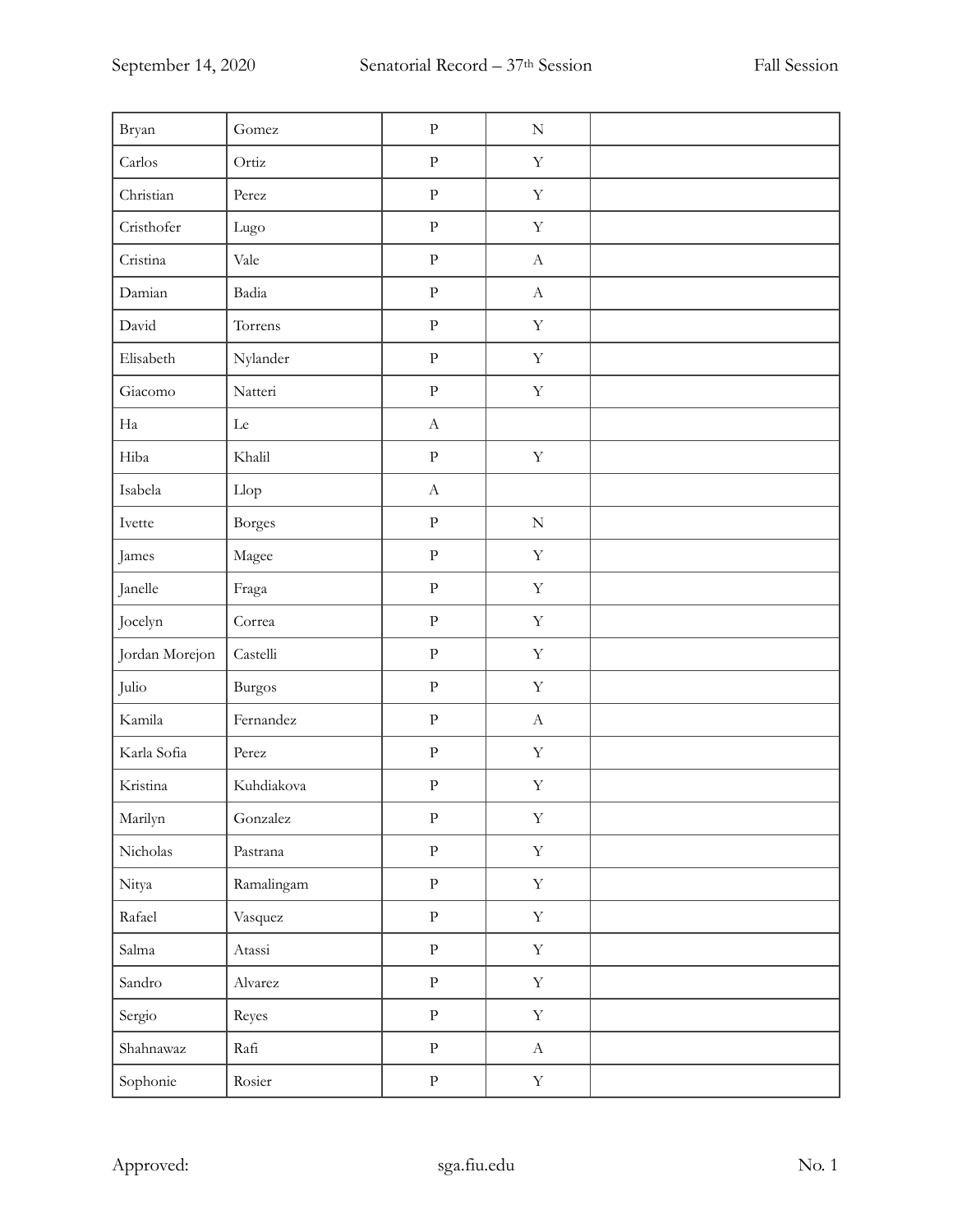| Bryan | Gomez | P | N | |
|---|---|---|---|---|
| Carlos | Ortiz | P | Y | |
| Christian | Perez | P | Y | |
| Cristhofer | Lugo | P | Y | |
| Cristina | Vale | P | A | |
| Damian | Badia | P | A | |
| David | Torrens | P | Y | |
| Elisabeth | Nylander | P | Y | |
| Giacomo | Natteri | P | Y | |
| Ha | Le | A | | |
| Hiba | Khalil | P | Y | |
| Isabela | Llop | A | | |
| Ivette | Borges | P | N | |
| James | Magee | P | Y | |
| Janelle | Fraga | P | Y | |
| Jocelyn | Correa | P | Y | |
| Jordan Morejon | Castelli | P | Y | |
| Julio | Burgos | P | Y | |
| Kamila | Fernandez | P | A | |
| Karla Sofia | Perez | P | Y | |
| Kristina | Kuhdiakova | P | Y | |
| Marilyn | Gonzalez | P | Y | |
| Nicholas | Pastrana | P | Y | |
| Nitya | Ramalingam | P | Y | |
| Rafael | Vasquez | P | Y | |
| Salma | Atassi | P | Y | |
| Sandro | Alvarez | P | Y | |
| Sergio | Reyes | P | Y | |
| Shahnawaz | Rafi | P | A | |
| Sophonie | Rosier | P | Y | |

Approved: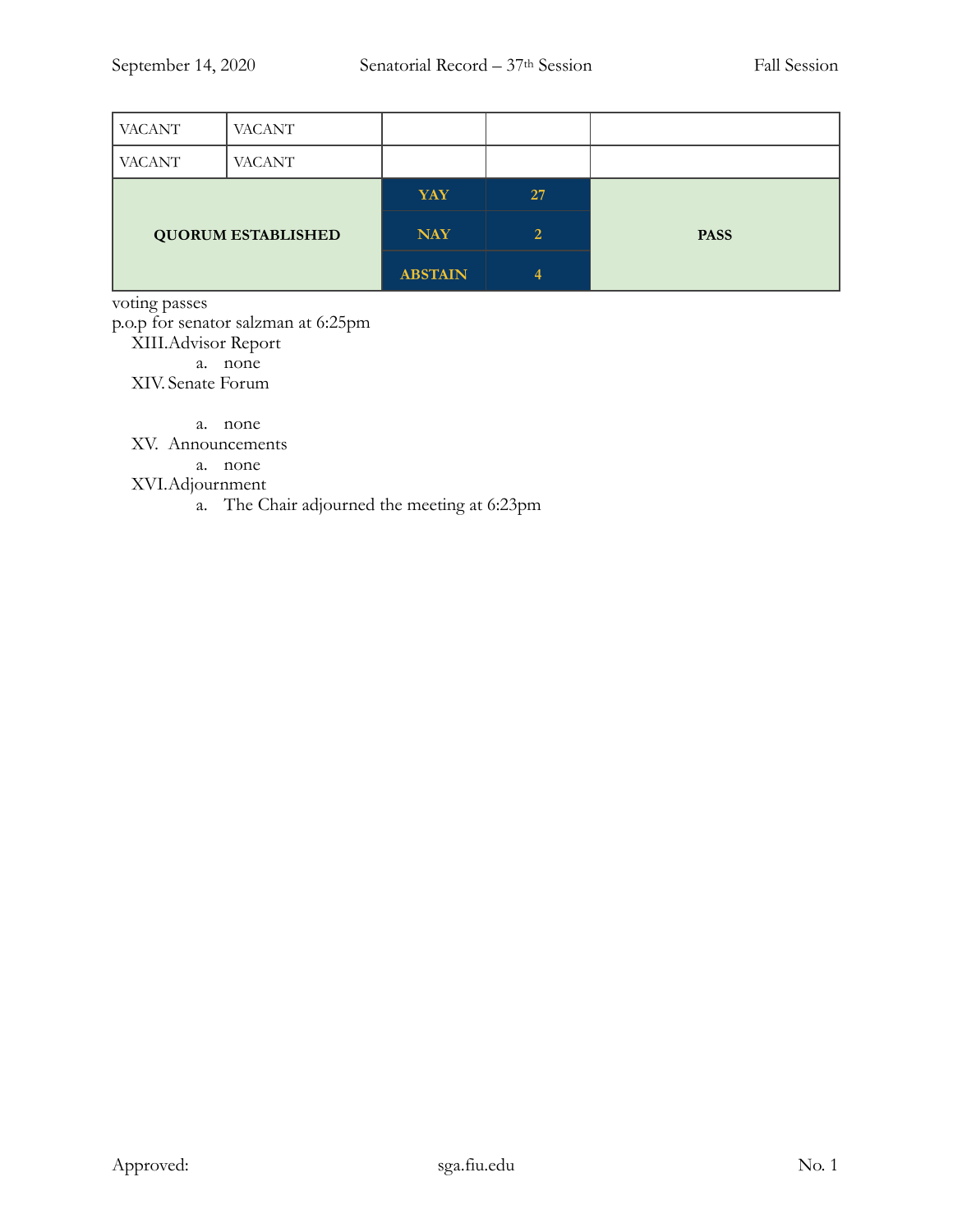| | | | | |
|---|---|---|---|---|
| VACANT | VACANT | | | |
| VACANT | VACANT | | | |
| QUORUM ESTABLISHED | | YAY | 27 | PASS |
| | | NAY | 2 | |
| | | ABSTAIN | 4 | |

voting passes

p.o.p for senator salzman at 6:25pm

XIII. Advisor Report

a. none

XIV. Senate Forum

a. none

XV. Announcements

a. none

XVI. Adjournment

a. The Chair adjourned the meeting at 6:23pm

Approved: